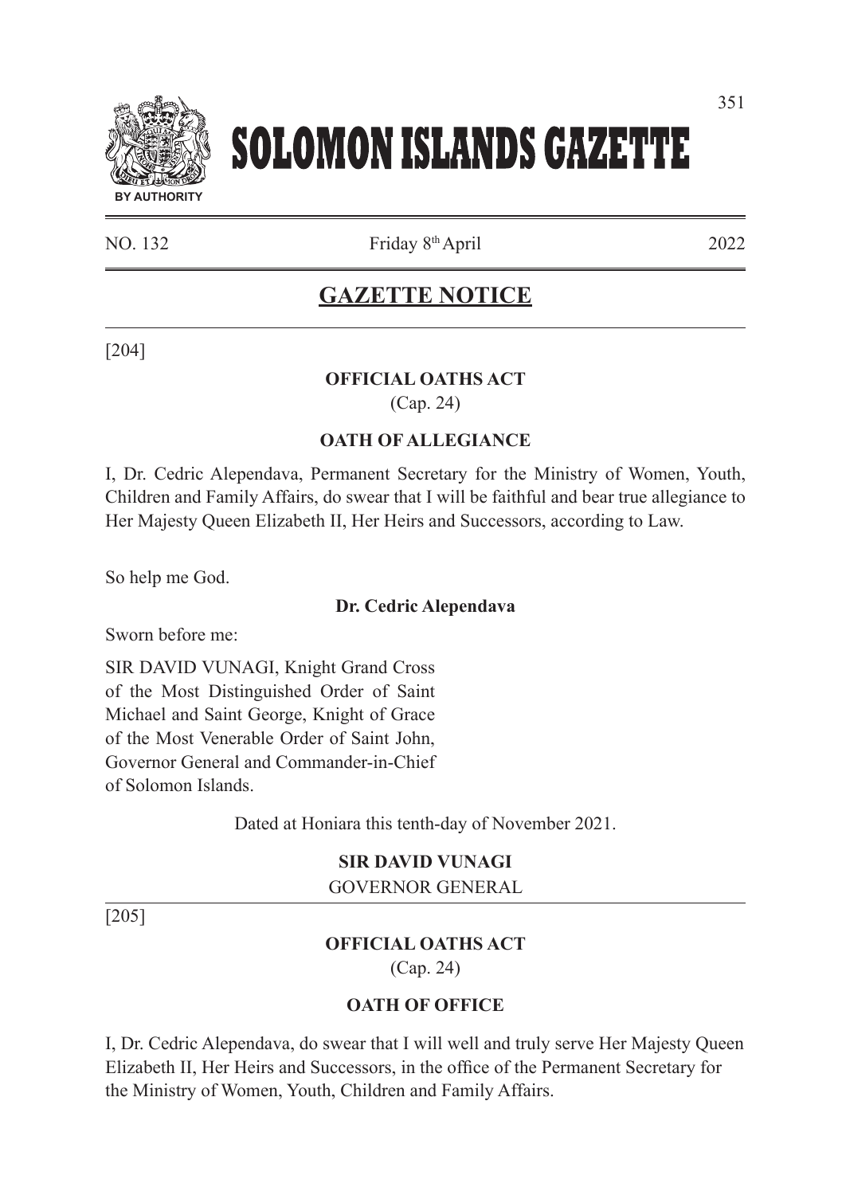# SOLOMON ISLANDS GAZETTE

BY AUTHORITY

NO. 132 Friday 8th April 2022

## GAZETTE NOTICE

[204]

**OFFICIAL OATHS ACT**

(Cap. 24)

**OATH OF ALLEGIANCE**

I, Dr. Cedric Alependava, Permanent Secretary for the Ministry of Women, Youth, Children and Family Affairs, do swear that I will be faithful and bear true allegiance to Her Majesty Queen Elizabeth II, Her Heirs and Successors, according to Law.

So help me God.

**Dr. Cedric Alependava**

Sworn before me:

SIR DAVID VUNAGI, Knight Grand Cross of the Most Distinguished Order of Saint Michael and Saint George, Knight of Grace of the Most Venerable Order of Saint John, Governor General and Commander-in-Chief of Solomon Islands.

Dated at Honiara this tenth-day of November 2021.

**SIR DAVID VUNAGI**

GOVERNOR GENERAL

[205]

**OFFICIAL OATHS ACT**

(Cap. 24)

**OATH OF OFFICE**

I, Dr. Cedric Alependava, do swear that I will well and truly serve Her Majesty Queen Elizabeth II, Her Heirs and Successors, in the office of the Permanent Secretary for the Ministry of Women, Youth, Children and Family Affairs.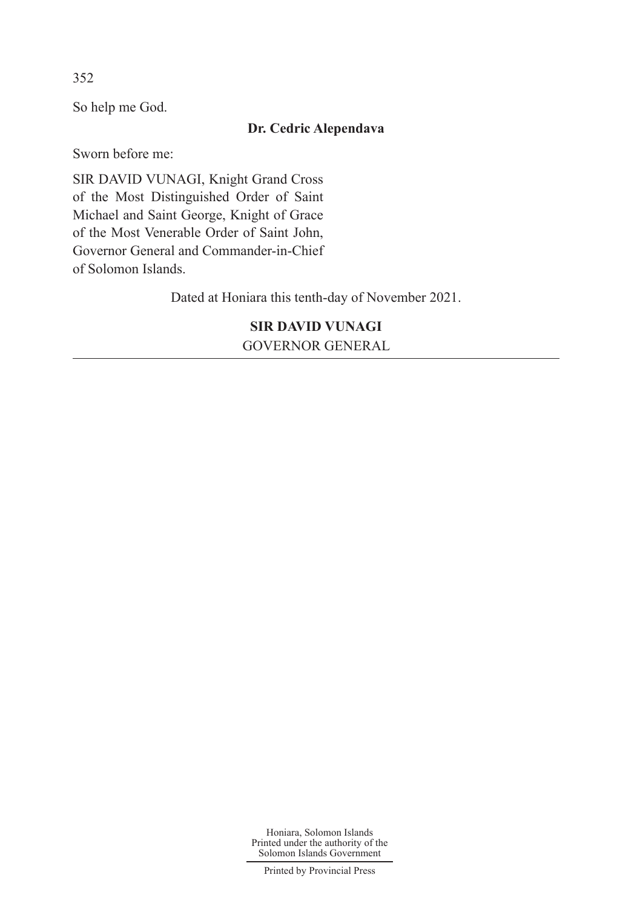So help me God.

**Dr. Cedric Alependava**

Sworn before me:

SIR DAVID VUNAGI, Knight Grand Cross of the Most Distinguished Order of Saint Michael and Saint George, Knight of Grace of the Most Venerable Order of Saint John, Governor General and Commander-in-Chief of Solomon Islands.

Dated at Honiara this tenth-day of November 2021.

**SIR DAVID VUNAGI**
GOVERNOR GENERAL

---

Honiara, Solomon Islands
Printed under the authority of the
Solomon Islands Government

Printed by Provincial Press